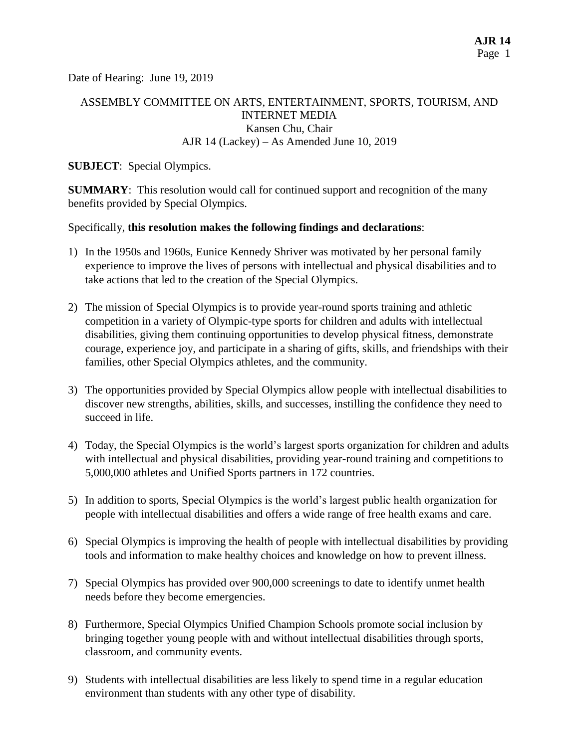Date of Hearing: June 19, 2019

ASSEMBLY COMMITTEE ON ARTS, ENTERTAINMENT, SPORTS, TOURISM, AND INTERNET MEDIA
Kansen Chu, Chair
AJR 14 (Lackey) – As Amended June 10, 2019

**SUBJECT**: Special Olympics.

**SUMMARY**: This resolution would call for continued support and recognition of the many benefits provided by Special Olympics.

Specifically, **this resolution makes the following findings and declarations**:

1) In the 1950s and 1960s, Eunice Kennedy Shriver was motivated by her personal family experience to improve the lives of persons with intellectual and physical disabilities and to take actions that led to the creation of the Special Olympics.

2) The mission of Special Olympics is to provide year-round sports training and athletic competition in a variety of Olympic-type sports for children and adults with intellectual disabilities, giving them continuing opportunities to develop physical fitness, demonstrate courage, experience joy, and participate in a sharing of gifts, skills, and friendships with their families, other Special Olympics athletes, and the community.

3) The opportunities provided by Special Olympics allow people with intellectual disabilities to discover new strengths, abilities, skills, and successes, instilling the confidence they need to succeed in life.

4) Today, the Special Olympics is the world's largest sports organization for children and adults with intellectual and physical disabilities, providing year-round training and competitions to 5,000,000 athletes and Unified Sports partners in 172 countries.

5) In addition to sports, Special Olympics is the world's largest public health organization for people with intellectual disabilities and offers a wide range of free health exams and care.

6) Special Olympics is improving the health of people with intellectual disabilities by providing tools and information to make healthy choices and knowledge on how to prevent illness.

7) Special Olympics has provided over 900,000 screenings to date to identify unmet health needs before they become emergencies.

8) Furthermore, Special Olympics Unified Champion Schools promote social inclusion by bringing together young people with and without intellectual disabilities through sports, classroom, and community events.

9) Students with intellectual disabilities are less likely to spend time in a regular education environment than students with any other type of disability.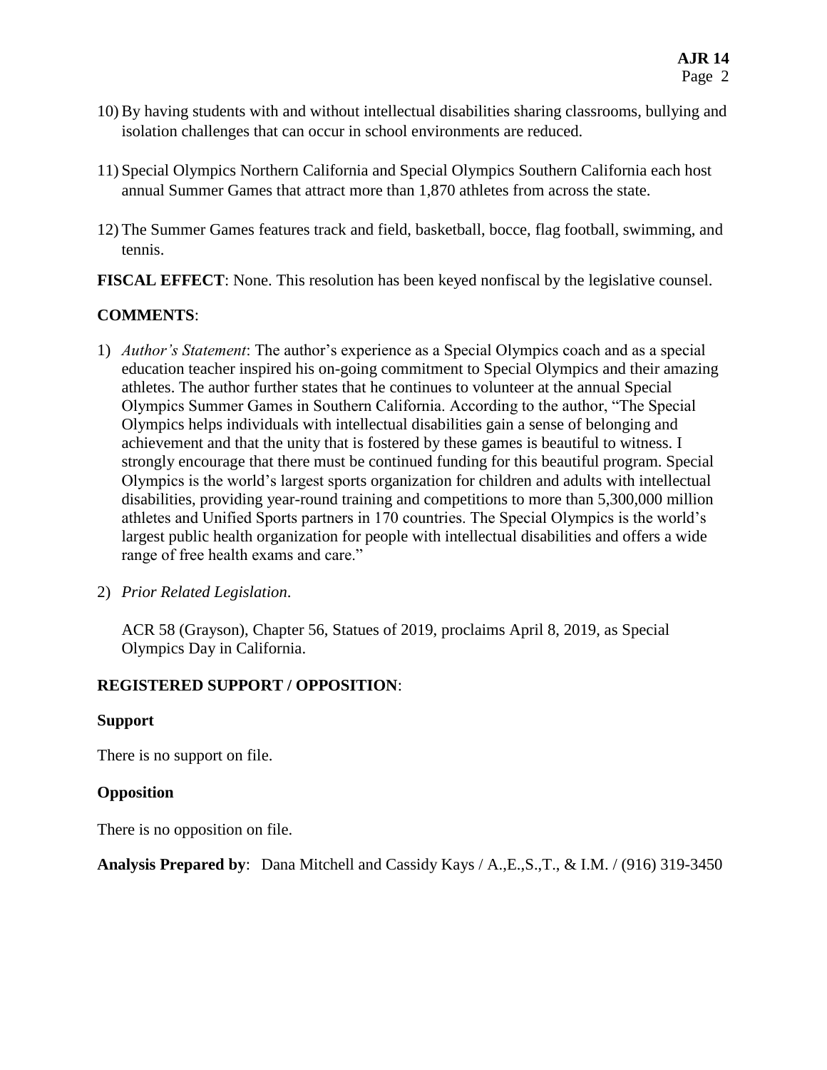10) By having students with and without intellectual disabilities sharing classrooms, bullying and isolation challenges that can occur in school environments are reduced.

11) Special Olympics Northern California and Special Olympics Southern California each host annual Summer Games that attract more than 1,870 athletes from across the state.

12) The Summer Games features track and field, basketball, bocce, flag football, swimming, and tennis.

**FISCAL EFFECT**: None. This resolution has been keyed nonfiscal by the legislative counsel.

**COMMENTS**:

1) *Author's Statement*: The author's experience as a Special Olympics coach and as a special education teacher inspired his on-going commitment to Special Olympics and their amazing athletes. The author further states that he continues to volunteer at the annual Special Olympics Summer Games in Southern California. According to the author, "The Special Olympics helps individuals with intellectual disabilities gain a sense of belonging and achievement and that the unity that is fostered by these games is beautiful to witness. I strongly encourage that there must be continued funding for this beautiful program. Special Olympics is the world's largest sports organization for children and adults with intellectual disabilities, providing year-round training and competitions to more than 5,300,000 million athletes and Unified Sports partners in 170 countries. The Special Olympics is the world's largest public health organization for people with intellectual disabilities and offers a wide range of free health exams and care."

2) *Prior Related Legislation*.

   ACR 58 (Grayson), Chapter 56, Statues of 2019, proclaims April 8, 2019, as Special Olympics Day in California.

**REGISTERED SUPPORT / OPPOSITION**:

**Support**

There is no support on file.

**Opposition**

There is no opposition on file.

**Analysis Prepared by**: Dana Mitchell and Cassidy Kays / A.,E.,S.,T., & I.M. / (916) 319-3450